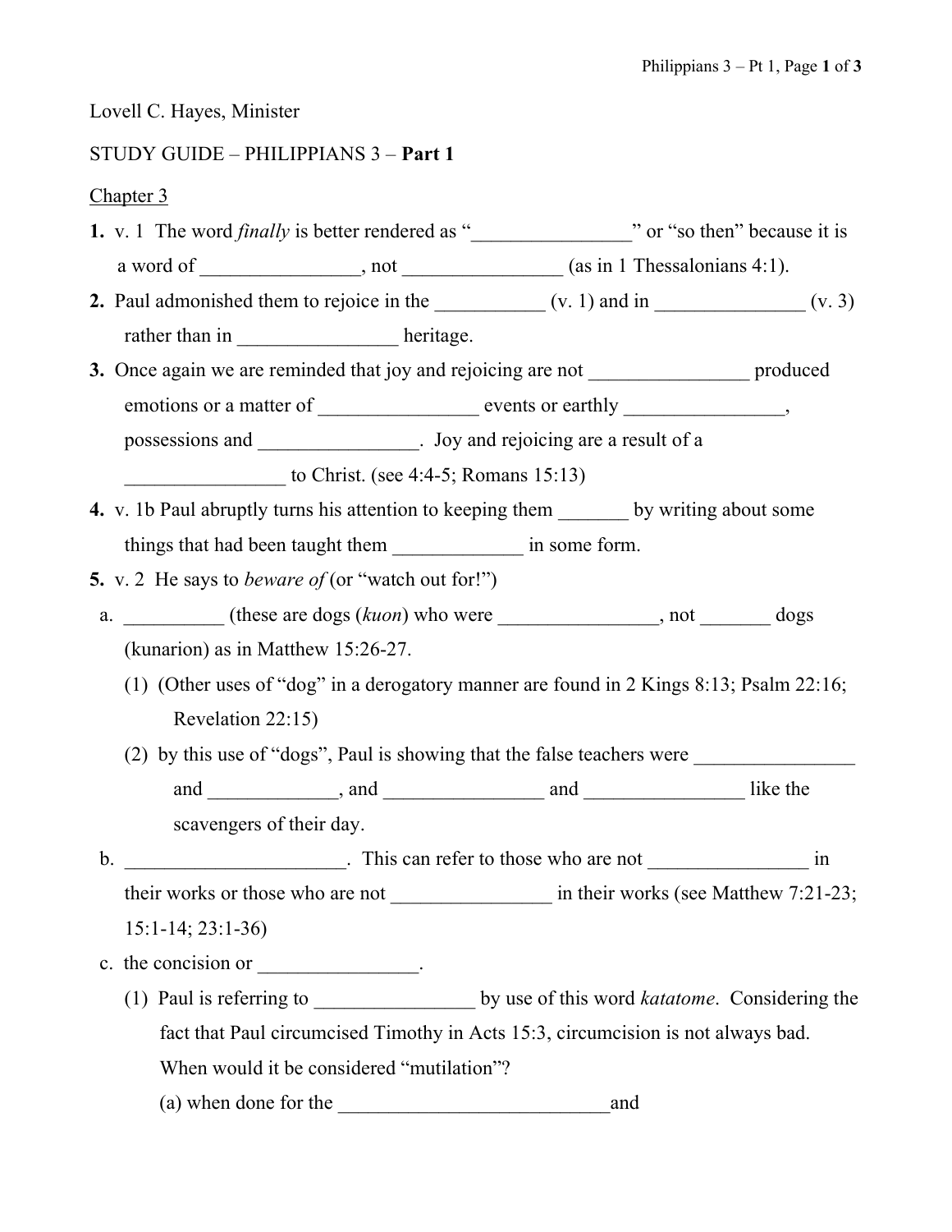Lovell C. Hayes, Minister

STUDY GUIDE – PHILIPPIANS 3 – **Part 1**

Chapter 3

**1.** v. 1 The word *finally* is better rendered as "________________" or "so then" because it is a word of ________________, not ________________ (as in 1 Thessalonians 4:1).

**2.** Paul admonished them to rejoice in the ___________ (v. 1) and in _______________ (v. 3) rather than in ________________ heritage.

**3.** Once again we are reminded that joy and rejoicing are not ________________ produced emotions or a matter of ________________ events or earthly ________________, possessions and ________________. Joy and rejoicing are a result of a ________________ to Christ. (see 4:4-5; Romans 15:13)

**4.** v. 1b Paul abruptly turns his attention to keeping them _______ by writing about some things that had been taught them _____________ in some form.

**5.** v. 2 He says to *beware of* (or "watch out for!")

a. __________ (these are dogs (*kuon*) who were ________________, not _______ dogs (kunarion) as in Matthew 15:26-27.

   (1) (Other uses of "dog" in a derogatory manner are found in 2 Kings 8:13; Psalm 22:16; Revelation 22:15)

   (2) by this use of "dogs", Paul is showing that the false teachers were ________________ and _____________, and ________________ and ________________ like the scavengers of their day.

b. ______________________. This can refer to those who are not ________________ in their works or those who are not ________________ in their works (see Matthew 7:21-23; 15:1-14; 23:1-36)

c. the concision or ________________.

   (1) Paul is referring to ________________ by use of this word *katatome*. Considering the fact that Paul circumcised Timothy in Acts 15:3, circumcision is not always bad. When would it be considered "mutilation"?

      (a) when done for the ___________________________and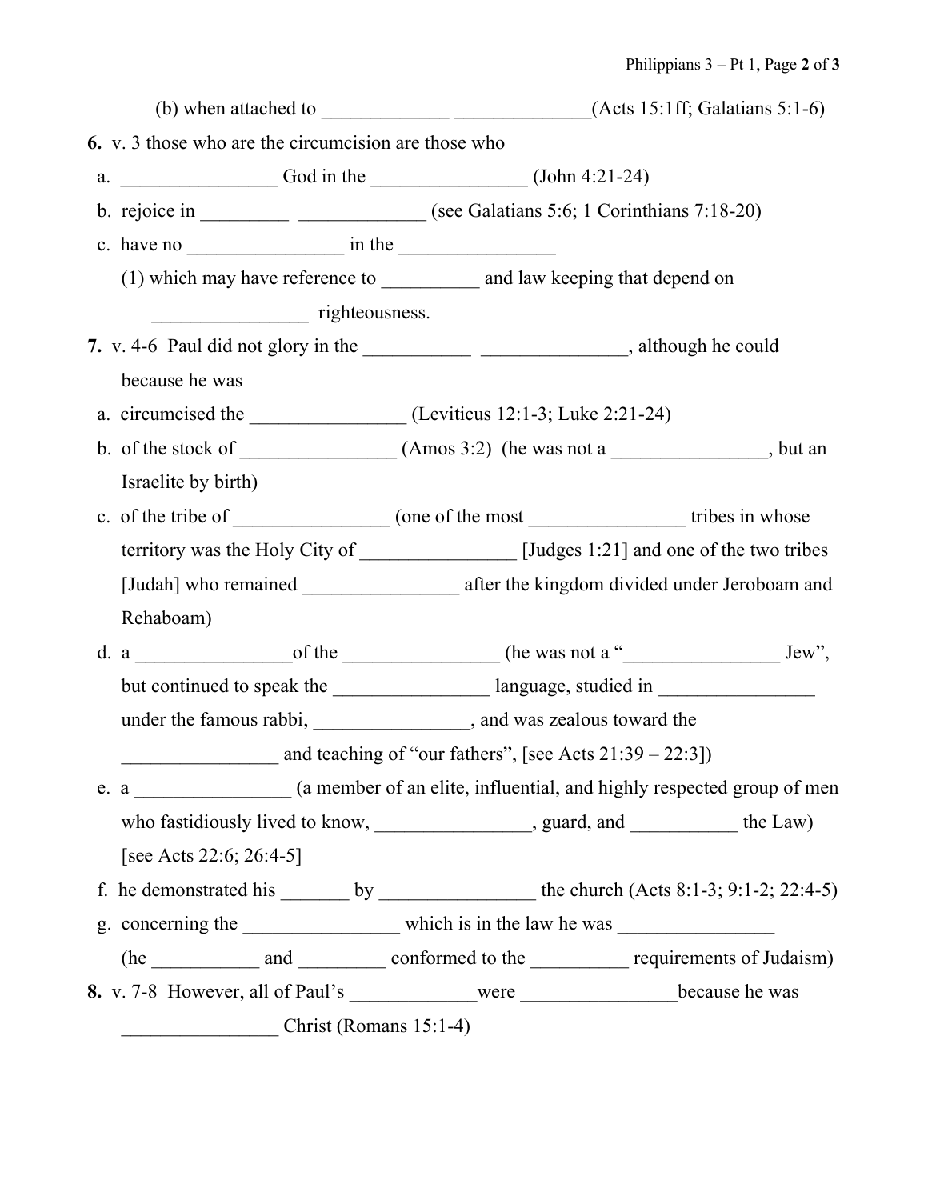(b) when attached to _____________ ______________(Acts 15:1ff; Galatians 5:1-6)

**6.** v. 3 those who are the circumcision are those who

a. ________________ God in the ________________ (John 4:21-24)

b. rejoice in _________ _____________ (see Galatians 5:6; 1 Corinthians 7:18-20)

c. have no ________________ in the ________________

(1) which may have reference to __________ and law keeping that depend on ________________ righteousness.

**7.** v. 4-6 Paul did not glory in the ___________ _______________, although he could because he was

a. circumcised the ________________ (Leviticus 12:1-3; Luke 2:21-24)

b. of the stock of ________________ (Amos 3:2) (he was not a ________________, but an Israelite by birth)

c. of the tribe of ________________ (one of the most ________________ tribes in whose territory was the Holy City of ________________ [Judges 1:21] and one of the two tribes [Judah] who remained ________________ after the kingdom divided under Jeroboam and Rehaboam)

d. a ________________of the ________________ (he was not a "________________ Jew", but continued to speak the ________________ language, studied in ________________ under the famous rabbi, ________________, and was zealous toward the ________________ and teaching of "our fathers", [see Acts 21:39 – 22:3])

e. a ________________ (a member of an elite, influential, and highly respected group of men who fastidiously lived to know, ________________, guard, and ___________ the Law) [see Acts 22:6; 26:4-5]

f. he demonstrated his _______ by ________________ the church (Acts 8:1-3; 9:1-2; 22:4-5)

g. concerning the ________________ which is in the law he was ________________ (he ___________ and _________ conformed to the __________ requirements of Judaism)

**8.** v. 7-8 However, all of Paul's _____________were ________________because he was ________________ Christ (Romans 15:1-4)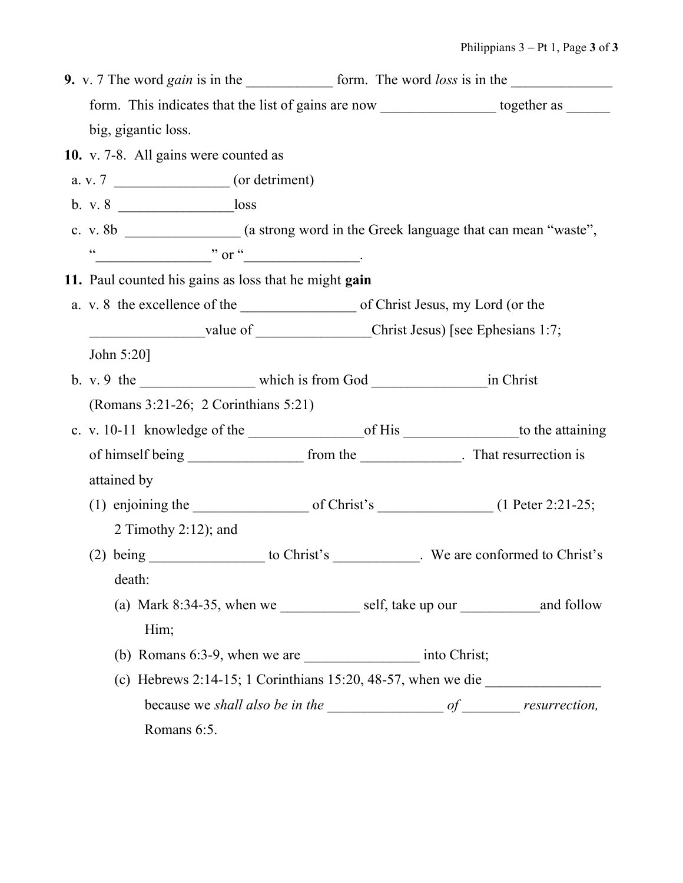**9.** v. 7 The word *gain* is in the ____________ form. The word *loss* is in the ______________ form. This indicates that the list of gains are now ________________ together as ______ big, gigantic loss.

**10.** v. 7-8. All gains were counted as

a. v. 7 ________________ (or detriment)

b. v. 8 ________________loss

c. v. 8b ________________ (a strong word in the Greek language that can mean "waste", "________________" or "________________.

**11.** Paul counted his gains as loss that he might **gain**

a. v. 8 the excellence of the ________________ of Christ Jesus, my Lord (or the ________________value of ________________Christ Jesus) [see Ephesians 1:7; John 5:20]

b. v. 9 the ________________ which is from God ________________in Christ (Romans 3:21-26; 2 Corinthians 5:21)

c. v. 10-11 knowledge of the ________________of His ________________to the attaining of himself being ________________ from the ______________. That resurrection is attained by

(1) enjoining the ________________ of Christ's ________________ (1 Peter 2:21-25; 2 Timothy 2:12); and

(2) being ________________ to Christ's ____________. We are conformed to Christ's death:

(a) Mark 8:34-35, when we ___________ self, take up our ___________and follow Him;

(b) Romans 6:3-9, when we are ________________ into Christ;

(c) Hebrews 2:14-15; 1 Corinthians 15:20, 48-57, when we die ________________ because we *shall also be in the* ________________ *of* ________ *resurrection,* Romans 6:5.